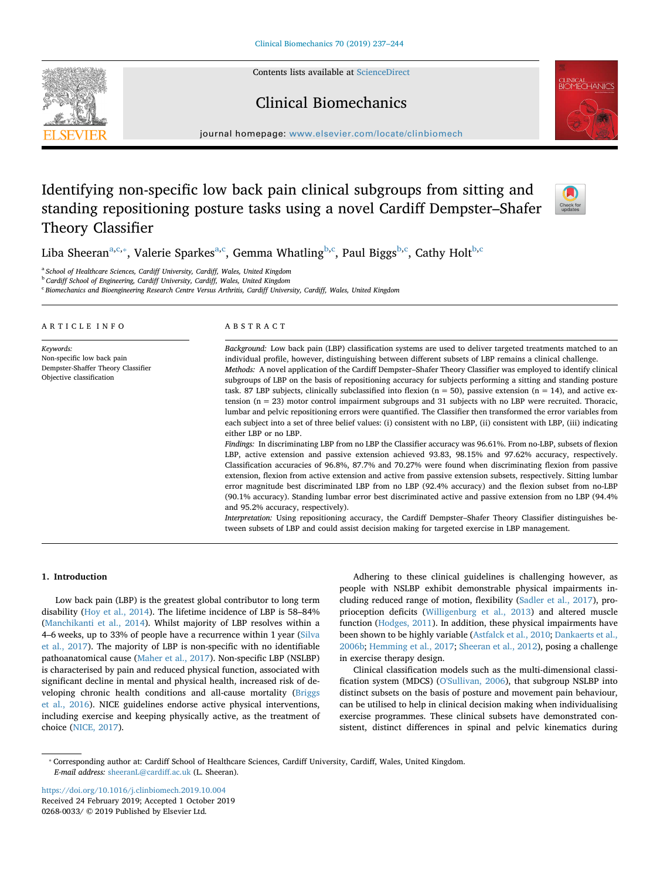# Identifying non-specific low back pain clinical subgroups from sitting and standing repositioning posture tasks using a novel Cardiff Dempster–Shafer Theory Classifier

Liba Sheeran[a,c,*], Valerie Sparkes[a,c], Gemma Whatling[b,c], Paul Biggs[b,c], Cathy Holt[b,c]

[a] School of Healthcare Sciences, Cardiff University, Cardiff, Wales, United Kingdom
[b] Cardiff School of Engineering, Cardiff University, Cardiff, Wales, United Kingdom
[c] Biomechanics and Bioengineering Research Centre Versus Arthritis, Cardiff University, Cardiff, Wales, United Kingdom

## ARTICLE INFO

*Keywords:*
Non-specific low back pain
Dempster-Shaffer Theory Classifier
Objective classification

## ABSTRACT

*Background:* Low back pain (LBP) classification systems are used to deliver targeted treatments matched to an individual profile, however, distinguishing between different subsets of LBP remains a clinical challenge.

*Methods:* A novel application of the Cardiff Dempster–Shafer Theory Classifier was employed to identify clinical subgroups of LBP on the basis of repositioning accuracy for subjects performing a sitting and standing posture task. 87 LBP subjects, clinically subclassified into flexion (n = 50), passive extension (n = 14), and active extension (n = 23) motor control impairment subgroups and 31 subjects with no LBP were recruited. Thoracic, lumbar and pelvic repositioning errors were quantified. The Classifier then transformed the error variables from each subject into a set of three belief values: (i) consistent with no LBP, (ii) consistent with LBP, (iii) indicating either LBP or no LBP.

*Findings:* In discriminating LBP from no LBP the Classifier accuracy was 96.61%. From no-LBP, subsets of flexion LBP, active extension and passive extension achieved 93.83, 98.15% and 97.62% accuracy, respectively. Classification accuracies of 96.8%, 87.7% and 70.27% were found when discriminating flexion from passive extension, flexion from active extension and active from passive extension subsets, respectively. Sitting lumbar error magnitude best discriminated LBP from no LBP (92.4% accuracy) and the flexion subset from no-LBP (90.1% accuracy). Standing lumbar error best discriminated active and passive extension from no LBP (94.4% and 95.2% accuracy, respectively).

*Interpretation:* Using repositioning accuracy, the Cardiff Dempster–Shafer Theory Classifier distinguishes between subsets of LBP and could assist decision making for targeted exercise in LBP management.

## 1. Introduction

Low back pain (LBP) is the greatest global contributor to long term disability (Hoy et al., 2014). The lifetime incidence of LBP is 58–84% (Manchikanti et al., 2014). Whilst majority of LBP resolves within a 4–6 weeks, up to 33% of people have a recurrence within 1 year (Silva et al., 2017). The majority of LBP is non-specific with no identifiable pathoanatomical cause (Maher et al., 2017). Non-specific LBP (NSLBP) is characterised by pain and reduced physical function, associated with significant decline in mental and physical health, increased risk of developing chronic health conditions and all-cause mortality (Briggs et al., 2016). NICE guidelines endorse active physical interventions, including exercise and keeping physically active, as the treatment of choice (NICE, 2017).

Adhering to these clinical guidelines is challenging however, as people with NSLBP exhibit demonstrable physical impairments including reduced range of motion, flexibility (Sadler et al., 2017), proprioception deficits (Willigenburg et al., 2013) and altered muscle function (Hodges, 2011). In addition, these physical impairments have been shown to be highly variable (Astfalck et al., 2010; Dankaerts et al., 2006b; Hemming et al., 2017; Sheeran et al., 2012), posing a challenge in exercise therapy design.

Clinical classification models such as the multi-dimensional classification system (MDCS) (O'Sullivan, 2006), that subgroup NSLBP into distinct subsets on the basis of posture and movement pain behaviour, can be utilised to help in clinical decision making when individualising exercise programmes. These clinical subsets have demonstrated consistent, distinct differences in spinal and pelvic kinematics during

* Corresponding author at: Cardiff School of Healthcare Sciences, Cardiff University, Cardiff, Wales, United Kingdom.
*E-mail address:* sheeranL@cardiff.ac.uk (L. Sheeran).

https://doi.org/10.1016/j.clinbiomech.2019.10.004
Received 24 February 2019; Accepted 1 October 2019
0268-0033/ © 2019 Published by Elsevier Ltd.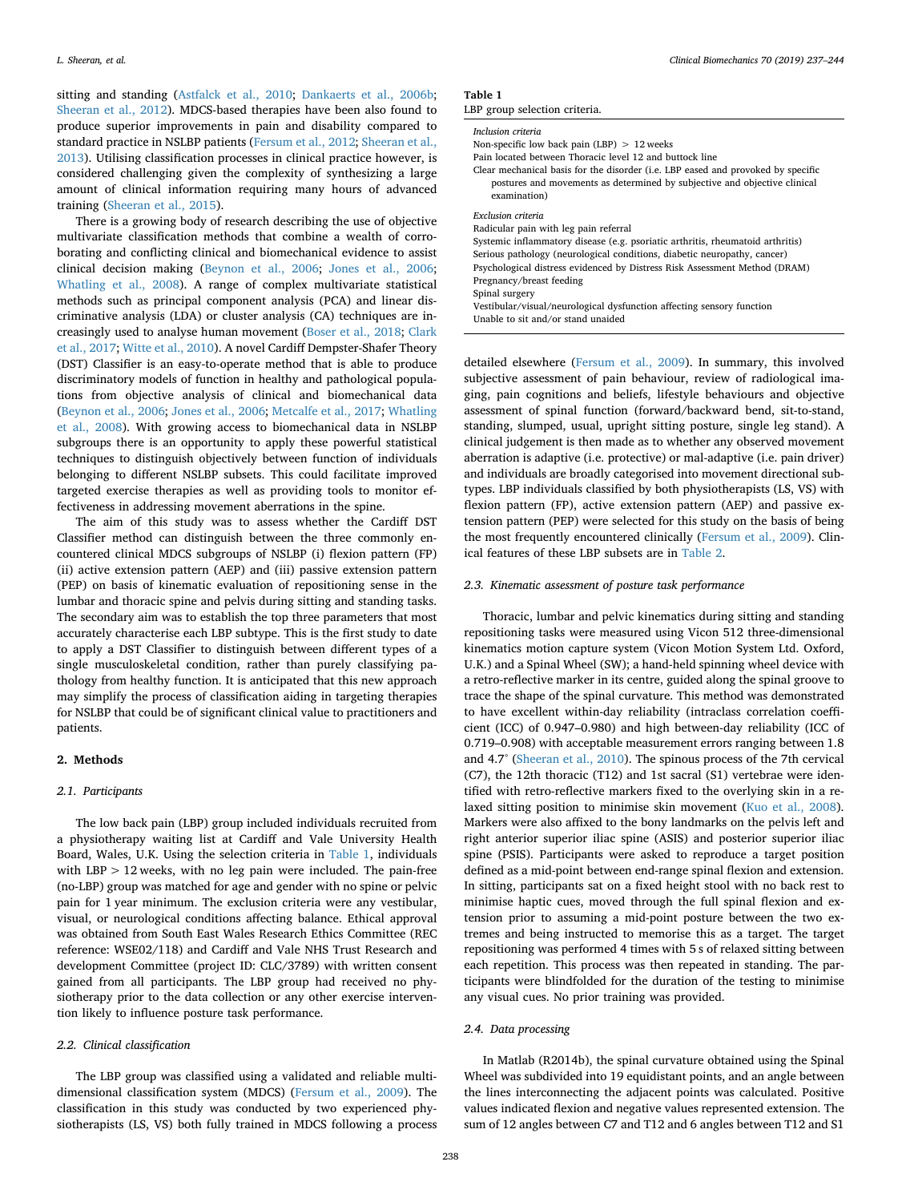sitting and standing (Astfalck et al., 2010; Dankaerts et al., 2006b; Sheeran et al., 2012). MDCS-based therapies have been also found to produce superior improvements in pain and disability compared to standard practice in NSLBP patients (Fersum et al., 2012; Sheeran et al., 2013). Utilising classification processes in clinical practice however, is considered challenging given the complexity of synthesizing a large amount of clinical information requiring many hours of advanced training (Sheeran et al., 2015).

There is a growing body of research describing the use of objective multivariate classification methods that combine a wealth of corroborating and conflicting clinical and biomechanical evidence to assist clinical decision making (Beynon et al., 2006; Jones et al., 2006; Whatling et al., 2008). A range of complex multivariate statistical methods such as principal component analysis (PCA) and linear discriminative analysis (LDA) or cluster analysis (CA) techniques are increasingly used to analyse human movement (Boser et al., 2018; Clark et al., 2017; Witte et al., 2010). A novel Cardiff Dempster-Shafer Theory (DST) Classifier is an easy-to-operate method that is able to produce discriminatory models of function in healthy and pathological populations from objective analysis of clinical and biomechanical data (Beynon et al., 2006; Jones et al., 2006; Metcalfe et al., 2017; Whatling et al., 2008). With growing access to biomechanical data in NSLBP subgroups there is an opportunity to apply these powerful statistical techniques to distinguish objectively between function of individuals belonging to different NSLBP subsets. This could facilitate improved targeted exercise therapies as well as providing tools to monitor effectiveness in addressing movement aberrations in the spine.

The aim of this study was to assess whether the Cardiff DST Classifier method can distinguish between the three commonly encountered clinical MDCS subgroups of NSLBP (i) flexion pattern (FP) (ii) active extension pattern (AEP) and (iii) passive extension pattern (PEP) on basis of kinematic evaluation of repositioning sense in the lumbar and thoracic spine and pelvis during sitting and standing tasks. The secondary aim was to establish the top three parameters that most accurately characterise each LBP subtype. This is the first study to date to apply a DST Classifier to distinguish between different types of a single musculoskeletal condition, rather than purely classifying pathology from healthy function. It is anticipated that this new approach may simplify the process of classification aiding in targeting therapies for NSLBP that could be of significant clinical value to practitioners and patients.

## 2. Methods

### 2.1. Participants

The low back pain (LBP) group included individuals recruited from a physiotherapy waiting list at Cardiff and Vale University Health Board, Wales, U.K. Using the selection criteria in Table 1, individuals with LBP > 12 weeks, with no leg pain were included. The pain-free (no-LBP) group was matched for age and gender with no spine or pelvic pain for 1 year minimum. The exclusion criteria were any vestibular, visual, or neurological conditions affecting balance. Ethical approval was obtained from South East Wales Research Ethics Committee (REC reference: WSE02/118) and Cardiff and Vale NHS Trust Research and development Committee (project ID: CLC/3789) with written consent gained from all participants. The LBP group had received no physiotherapy prior to the data collection or any other exercise intervention likely to influence posture task performance.

### 2.2. Clinical classification

The LBP group was classified using a validated and reliable multidimensional classification system (MDCS) (Fersum et al., 2009). The classification in this study was conducted by two experienced physiotherapists (LS, VS) both fully trained in MDCS following a process detailed elsewhere (Fersum et al., 2009). In summary, this involved subjective assessment of pain behaviour, review of radiological imaging, pain cognitions and beliefs, lifestyle behaviours and objective assessment of spinal function (forward/backward bend, sit-to-stand, standing, slumped, usual, upright sitting posture, single leg stand). A clinical judgement is then made as to whether any observed movement aberration is adaptive (i.e. protective) or mal-adaptive (i.e. pain driver) and individuals are broadly categorised into movement directional subtypes. LBP individuals classified by both physiotherapists (LS, VS) with flexion pattern (FP), active extension pattern (AEP) and passive extension pattern (PEP) were selected for this study on the basis of being the most frequently encountered clinically (Fersum et al., 2009). Clinical features of these LBP subsets are in Table 2.

**Table 1**
LBP group selection criteria.

| |
|---|
| *Inclusion criteria* |
| Non-specific low back pain (LBP) > 12 weeks |
| Pain located between Thoracic level 12 and buttock line |
| Clear mechanical basis for the disorder (i.e. LBP eased and provoked by specific postures and movements as determined by subjective and objective clinical examination) |
| *Exclusion criteria* |
| Radicular pain with leg pain referral |
| Systemic inflammatory disease (e.g. psoriatic arthritis, rheumatoid arthritis) |
| Serious pathology (neurological conditions, diabetic neuropathy, cancer) |
| Psychological distress evidenced by Distress Risk Assessment Method (DRAM) |
| Pregnancy/breast feeding |
| Spinal surgery |
| Vestibular/visual/neurological dysfunction affecting sensory function |
| Unable to sit and/or stand unaided |

### 2.3. Kinematic assessment of posture task performance

Thoracic, lumbar and pelvic kinematics during sitting and standing repositioning tasks were measured using Vicon 512 three-dimensional kinematics motion capture system (Vicon Motion System Ltd. Oxford, U.K.) and a Spinal Wheel (SW); a hand-held spinning wheel device with a retro-reflective marker in its centre, guided along the spinal groove to trace the shape of the spinal curvature. This method was demonstrated to have excellent within-day reliability (intraclass correlation coefficient (ICC) of 0.947–0.980) and high between-day reliability (ICC of 0.719–0.908) with acceptable measurement errors ranging between 1.8 and 4.7° (Sheeran et al., 2010). The spinous process of the 7th cervical (C7), the 12th thoracic (T12) and 1st sacral (S1) vertebrae were identified with retro-reflective markers fixed to the overlying skin in a relaxed sitting position to minimise skin movement (Kuo et al., 2008). Markers were also affixed to the bony landmarks on the pelvis left and right anterior superior iliac spine (ASIS) and posterior superior iliac spine (PSIS). Participants were asked to reproduce a target position defined as a mid-point between end-range spinal flexion and extension. In sitting, participants sat on a fixed height stool with no back rest to minimise haptic cues, moved through the full spinal flexion and extension prior to assuming a mid-point posture between the two extremes and being instructed to memorise this as a target. The target repositioning was performed 4 times with 5 s of relaxed sitting between each repetition. This process was then repeated in standing. The participants were blindfolded for the duration of the testing to minimise any visual cues. No prior training was provided.

### 2.4. Data processing

In Matlab (R2014b), the spinal curvature obtained using the Spinal Wheel was subdivided into 19 equidistant points, and an angle between the lines interconnecting the adjacent points was calculated. Positive values indicated flexion and negative values represented extension. The sum of 12 angles between C7 and T12 and 6 angles between T12 and S1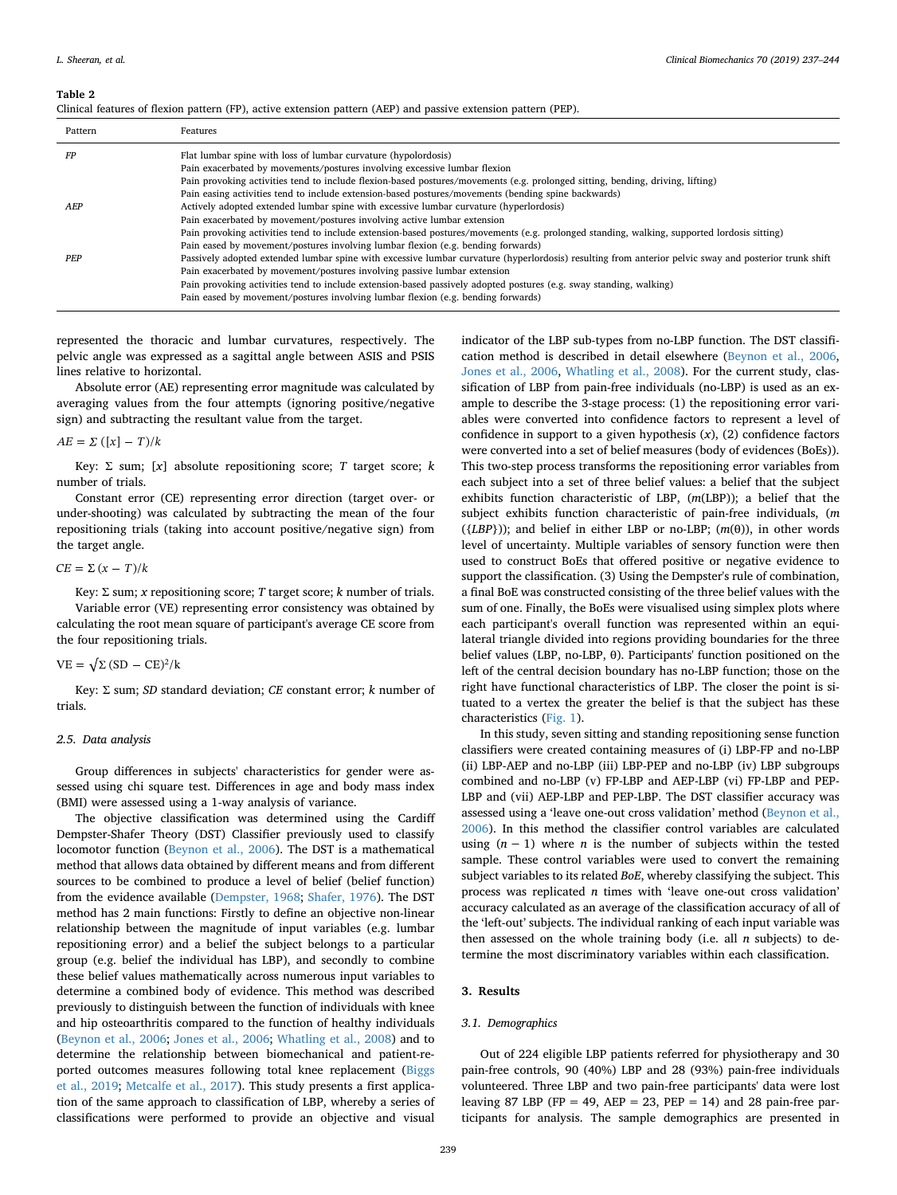**Table 2**
Clinical features of flexion pattern (FP), active extension pattern (AEP) and passive extension pattern (PEP).

| Pattern | Features |
|---|---|
| *FP* | Flat lumbar spine with loss of lumbar curvature (hypolordosis)<br>Pain exacerbated by movements/postures involving excessive lumbar flexion<br>Pain provoking activities tend to include flexion-based postures/movements (e.g. prolonged sitting, bending, driving, lifting)<br>Pain easing activities tend to include extension-based postures/movements (bending spine backwards) |
| *AEP* | Actively adopted extended lumbar spine with excessive lumbar curvature (hyperlordosis)<br>Pain exacerbated by movement/postures involving active lumbar extension<br>Pain provoking activities tend to include extension-based postures/movements (e.g. prolonged standing, walking, supported lordosis sitting)<br>Pain eased by movement/postures involving lumbar flexion (e.g. bending forwards) |
| *PEP* | Passively adopted extended lumbar spine with excessive lumbar curvature (hyperlordosis) resulting from anterior pelvic sway and posterior trunk shift<br>Pain exacerbated by movement/postures involving passive lumbar extension<br>Pain provoking activities tend to include extension-based passively adopted postures (e.g. sway standing, walking)<br>Pain eased by movement/postures involving lumbar flexion (e.g. bending forwards) |

represented the thoracic and lumbar curvatures, respectively. The pelvic angle was expressed as a sagittal angle between ASIS and PSIS lines relative to horizontal.

Absolute error (AE) representing error magnitude was calculated by averaging values from the four attempts (ignoring positive/negative sign) and subtracting the resultant value from the target.

$$AE = \Sigma\,([x] - T)/k$$

Key: Σ sum; [*x*] absolute repositioning score; *T* target score; *k* number of trials.

Constant error (CE) representing error direction (target over- or under-shooting) was calculated by subtracting the mean of the four repositioning trials (taking into account positive/negative sign) from the target angle.

$$CE = \Sigma\,(x - T)/k$$

Key: Σ sum; *x* repositioning score; *T* target score; *k* number of trials.

Variable error (VE) representing error consistency was obtained by calculating the root mean square of participant's average CE score from the four repositioning trials.

$$\mathrm{VE} = \sqrt{\Sigma\,(\mathrm{SD} - \mathrm{CE})^2/\mathrm{k}}$$

Key: Σ sum; *SD* standard deviation; *CE* constant error; *k* number of trials.

### 2.5. Data analysis

Group differences in subjects' characteristics for gender were assessed using chi square test. Differences in age and body mass index (BMI) were assessed using a 1-way analysis of variance.

The objective classification was determined using the Cardiff Dempster-Shafer Theory (DST) Classifier previously used to classify locomotor function (Beynon et al., 2006). The DST is a mathematical method that allows data obtained by different means and from different sources to be combined to produce a level of belief (belief function) from the evidence available (Dempster, 1968; Shafer, 1976). The DST method has 2 main functions: Firstly to define an objective non-linear relationship between the magnitude of input variables (e.g. lumbar repositioning error) and a belief the subject belongs to a particular group (e.g. belief the individual has LBP), and secondly to combine these belief values mathematically across numerous input variables to determine a combined body of evidence. This method was described previously to distinguish between the function of individuals with knee and hip osteoarthritis compared to the function of healthy individuals (Beynon et al., 2006; Jones et al., 2006; Whatling et al., 2008) and to determine the relationship between biomechanical and patient-reported outcomes measures following total knee replacement (Biggs et al., 2019; Metcalfe et al., 2017). This study presents a first application of the same approach to classification of LBP, whereby a series of classifications were performed to provide an objective and visual indicator of the LBP sub-types from no-LBP function. The DST classification method is described in detail elsewhere (Beynon et al., 2006, Jones et al., 2006, Whatling et al., 2008). For the current study, classification of LBP from pain-free individuals (no-LBP) is used as an example to describe the 3-stage process: (1) the repositioning error variables were converted into confidence factors to represent a level of confidence in support to a given hypothesis (*x*), (2) confidence factors were converted into a set of belief measures (body of evidences (BoEs)). This two-step process transforms the repositioning error variables from each subject into a set of three belief values: a belief that the subject exhibits function characteristic of LBP, (*m*(LBP)); a belief that the subject exhibits function characteristic of pain-free individuals, (*m*({*LBP*})); and belief in either LBP or no-LBP; (*m*(θ)), in other words level of uncertainty. Multiple variables of sensory function were then used to construct BoEs that offered positive or negative evidence to support the classification. (3) Using the Dempster's rule of combination, a final BoE was constructed consisting of the three belief values with the sum of one. Finally, the BoEs were visualised using simplex plots where each participant's overall function was represented within an equilateral triangle divided into regions providing boundaries for the three belief values (LBP, no-LBP, θ). Participants' function positioned on the left of the central decision boundary has no-LBP function; those on the right have functional characteristics of LBP. The closer the point is situated to a vertex the greater the belief is that the subject has these characteristics (Fig. 1).

In this study, seven sitting and standing repositioning sense function classifiers were created containing measures of (i) LBP-FP and no-LBP (ii) LBP-AEP and no-LBP (iii) LBP-PEP and no-LBP (iv) LBP subgroups combined and no-LBP (v) FP-LBP and AEP-LBP (vi) FP-LBP and PEP-LBP and (vii) AEP-LBP and PEP-LBP. The DST classifier accuracy was assessed using a 'leave one-out cross validation' method (Beynon et al., 2006). In this method the classifier control variables are calculated using $(n - 1)$ where $n$ is the number of subjects within the tested sample. These control variables were used to convert the remaining subject variables to its related *BoE*, whereby classifying the subject. This process was replicated $n$ times with 'leave one-out cross validation' accuracy calculated as an average of the classification accuracy of all of the 'left-out' subjects. The individual ranking of each input variable was then assessed on the whole training body (i.e. all $n$ subjects) to determine the most discriminatory variables within each classification.

## 3. Results

### 3.1. Demographics

Out of 224 eligible LBP patients referred for physiotherapy and 30 pain-free controls, 90 (40%) LBP and 28 (93%) pain-free individuals volunteered. Three LBP and two pain-free participants' data were lost leaving 87 LBP (FP = 49, AEP = 23, PEP = 14) and 28 pain-free participants for analysis. The sample demographics are presented in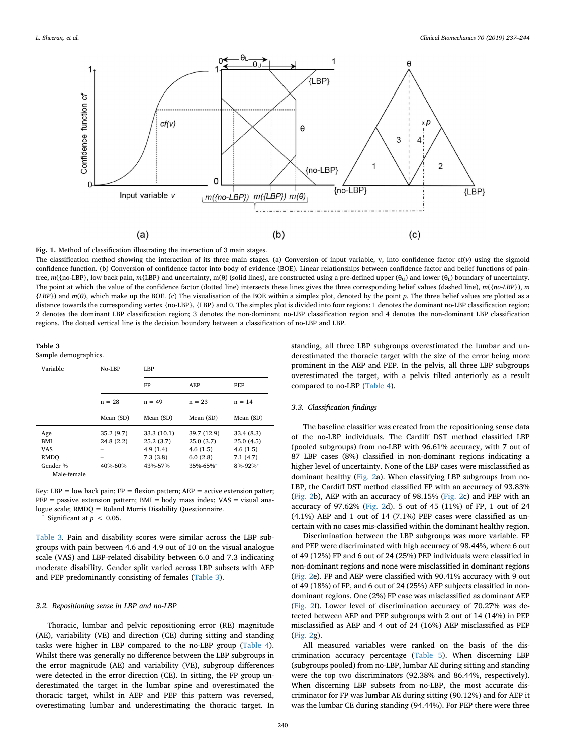**Fig. 1.** Method of classification illustrating the interaction of 3 main stages.

The classification method showing the interaction of its three main stages. (a) Conversion of input variable, v, into confidence factor cf($v$) using the sigmoid confidence function. (b) Conversion of confidence factor into body of evidence (BOE). Linear relationships between confidence factor and belief functions of pain-free, $m$({no-LBP}, low back pain, $m${LBP} and uncertainty, m(θ) (solid lines), are constructed using a pre-defined upper ($\theta_U$) and lower ($\theta_L$) boundary of uncertainty. The point at which the value of the confidence factor (dotted line) intersects these lines gives the three corresponding belief values (dashed line), $m$({*no-LBP*}), $m$ {*LBP*}) and $m$(θ), which make up the BOE. (c) The visualisation of the BOE within a simplex plot, denoted by the point $p$. The three belief values are plotted as a distance towards the corresponding vertex {no-LBP}, {LBP} and θ. The simplex plot is divided into four regions: 1 denotes the dominant no-LBP classification region; 2 denotes the dominant LBP classification region; 3 denotes the non-dominant no-LBP classification region and 4 denotes the non-dominant LBP classification regions. The dotted vertical line is the decision boundary between a classification of no-LBP and LBP.

**Table 3**
Sample demographics.

| Variable | No-LBP | LBP | | |
|---|---|---|---|---|
| | | FP | AEP | PEP |
| | n = 28 | n = 49 | n = 23 | n = 14 |
| | Mean (SD) | Mean (SD) | Mean (SD) | Mean (SD) |
| Age | 35.2 (9.7) | 33.3 (10.1) | 39.7 (12.9) | 33.4 (8.3) |
| BMI | 24.8 (2.2) | 25.2 (3.7) | 25.0 (3.7) | 25.0 (4.5) |
| VAS | – | 4.9 (1.4) | 4.6 (1.5) | 4.6 (1.5) |
| RMDQ | – | 7.3 (3.8) | 6.0 (2.8) | 7.1 (4.7) |
| Gender % Male-female | 40%-60% | 43%-57% | 35%-65%* | 8%-92%* |

Key: LBP = low back pain; FP = flexion pattern; AEP = active extension patter; PEP = passive extension pattern; BMI = body mass index; VAS = visual analogue scale; RMDQ = Roland Morris Disability Questionnaire.
\* Significant at $p < 0.05$.

Table 3. Pain and disability scores were similar across the LBP subgroups with pain between 4.6 and 4.9 out of 10 on the visual analogue scale (VAS) and LBP-related disability between 6.0 and 7.3 indicating moderate disability. Gender split varied across LBP subsets with AEP and PEP predominantly consisting of females (Table 3).

### 3.2. Repositioning sense in LBP and no-LBP

Thoracic, lumbar and pelvic repositioning error (RE) magnitude (AE), variability (VE) and direction (CE) during sitting and standing tasks were higher in LBP compared to the no-LBP group (Table 4). Whilst there was generally no difference between the LBP subgroups in the error magnitude (AE) and variability (VE), subgroup differences were detected in the error direction (CE). In sitting, the FP group underestimated the target in the lumbar spine and overestimated the thoracic target, whilst in AEP and PEP this pattern was reversed, overestimating lumbar and underestimating the thoracic target. In standing, all three LBP subgroups overestimated the lumbar and underestimated the thoracic target with the size of the error being more prominent in the AEP and PEP. In the pelvis, all three LBP subgroups overestimated the target, with a pelvis tilted anteriorly as a result compared to no-LBP (Table 4).

### 3.3. Classification findings

The baseline classifier was created from the repositioning sense data of the no-LBP individuals. The Cardiff DST method classified LBP (pooled subgroups) from no-LBP with 96.61% accuracy, with 7 out of 87 LBP cases (8%) classified in non-dominant regions indicating a higher level of uncertainty. None of the LBP cases were misclassified as dominant healthy (Fig. 2a). When classifying LBP subgroups from no-LBP, the Cardiff DST method classified FP with an accuracy of 93.83% (Fig. 2b), AEP with an accuracy of 98.15% (Fig. 2c) and PEP with an accuracy of 97.62% (Fig. 2d). 5 out of 45 (11%) of FP, 1 out of 24 (4.1%) AEP and 1 out of 14 (7.1%) PEP cases were classified as uncertain with no cases mis-classified within the dominant healthy region.

Discrimination between the LBP subgroups was more variable. FP and PEP were discriminated with high accuracy of 98.44%, where 6 out of 49 (12%) FP and 6 out of 24 (25%) PEP individuals were classified in non-dominant regions and none were misclassified in dominant regions (Fig. 2e). FP and AEP were classified with 90.41% accuracy with 9 out of 49 (18%) of FP, and 6 out of 24 (25%) AEP subjects classified in non-dominant regions. One (2%) FP case was misclassified as dominant AEP (Fig. 2f). Lower level of discrimination accuracy of 70.27% was detected between AEP and PEP subgroups with 2 out of 14 (14%) in PEP misclassified as AEP and 4 out of 24 (16%) AEP misclassified as PEP (Fig. 2g).

All measured variables were ranked on the basis of the discrimination accuracy percentage (Table 5). When discerning LBP (subgroups pooled) from no-LBP, lumbar AE during sitting and standing were the top two discriminators (92.38% and 86.44%, respectively). When discerning LBP subsets from no-LBP, the most accurate discriminator for FP was lumbar AE during sitting (90.12%) and for AEP it was the lumbar CE during standing (94.44%). For PEP there were three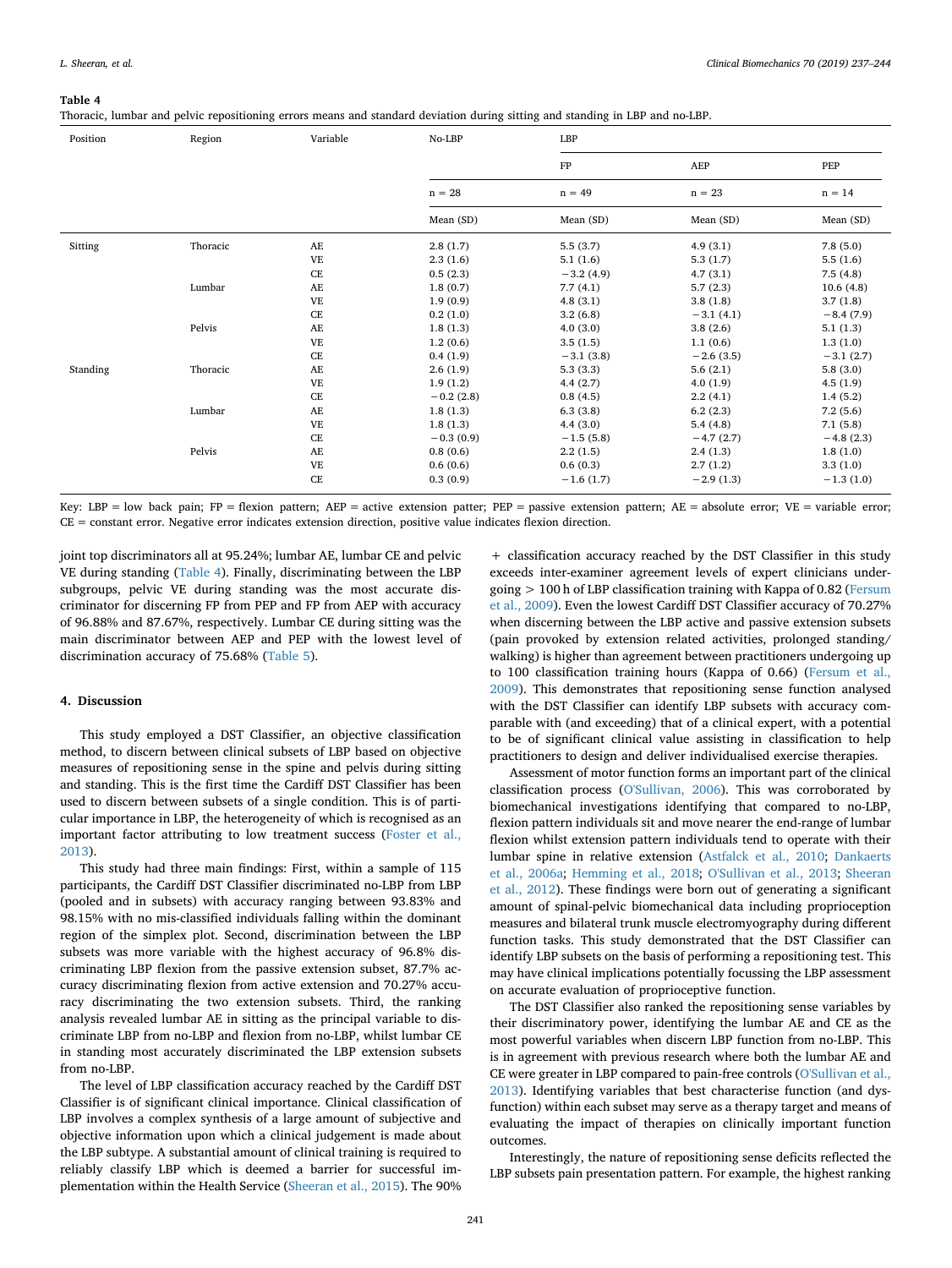**Table 4**
Thoracic, lumbar and pelvic repositioning errors means and standard deviation during sitting and standing in LBP and no-LBP.

| Position | Region | Variable | No-LBP | LBP | | |
|---|---|---|---|---|---|---|
| | | | | FP | AEP | PEP |
| | | | n = 28 | n = 49 | n = 23 | n = 14 |
| | | | Mean (SD) | Mean (SD) | Mean (SD) | Mean (SD) |
| Sitting | Thoracic | AE | 2.8 (1.7) | 5.5 (3.7) | 4.9 (3.1) | 7.8 (5.0) |
| | | VE | 2.3 (1.6) | 5.1 (1.6) | 5.3 (1.7) | 5.5 (1.6) |
| | | CE | 0.5 (2.3) | −3.2 (4.9) | 4.7 (3.1) | 7.5 (4.8) |
| | Lumbar | AE | 1.8 (0.7) | 7.7 (4.1) | 5.7 (2.3) | 10.6 (4.8) |
| | | VE | 1.9 (0.9) | 4.8 (3.1) | 3.8 (1.8) | 3.7 (1.8) |
| | | CE | 0.2 (1.0) | 3.2 (6.8) | −3.1 (4.1) | −8.4 (7.9) |
| | Pelvis | AE | 1.8 (1.3) | 4.0 (3.0) | 3.8 (2.6) | 5.1 (1.3) |
| | | VE | 1.2 (0.6) | 3.5 (1.5) | 1.1 (0.6) | 1.3 (1.0) |
| | | CE | 0.4 (1.9) | −3.1 (3.8) | −2.6 (3.5) | −3.1 (2.7) |
| Standing | Thoracic | AE | 2.6 (1.9) | 5.3 (3.3) | 5.6 (2.1) | 5.8 (3.0) |
| | | VE | 1.9 (1.2) | 4.4 (2.7) | 4.0 (1.9) | 4.5 (1.9) |
| | | CE | −0.2 (2.8) | 0.8 (4.5) | 2.2 (4.1) | 1.4 (5.2) |
| | Lumbar | AE | 1.8 (1.3) | 6.3 (3.8) | 6.2 (2.3) | 7.2 (5.6) |
| | | VE | 1.8 (1.3) | 4.4 (3.0) | 5.4 (4.8) | 7.1 (5.8) |
| | | CE | −0.3 (0.9) | −1.5 (5.8) | −4.7 (2.7) | −4.8 (2.3) |
| | Pelvis | AE | 0.8 (0.6) | 2.2 (1.5) | 2.4 (1.3) | 1.8 (1.0) |
| | | VE | 0.6 (0.6) | 0.6 (0.3) | 2.7 (1.2) | 3.3 (1.0) |
| | | CE | 0.3 (0.9) | −1.6 (1.7) | −2.9 (1.3) | −1.3 (1.0) |

Key: LBP = low back pain; FP = flexion pattern; AEP = active extension patter; PEP = passive extension pattern; AE = absolute error; VE = variable error; CE = constant error. Negative error indicates extension direction, positive value indicates flexion direction.

joint top discriminators all at 95.24%; lumbar AE, lumbar CE and pelvic VE during standing (Table 4). Finally, discriminating between the LBP subgroups, pelvic VE during standing was the most accurate discriminator for discerning FP from PEP and FP from AEP with accuracy of 96.88% and 87.67%, respectively. Lumbar CE during sitting was the main discriminator between AEP and PEP with the lowest level of discrimination accuracy of 75.68% (Table 5).

## 4. Discussion

This study employed a DST Classifier, an objective classification method, to discern between clinical subsets of LBP based on objective measures of repositioning sense in the spine and pelvis during sitting and standing. This is the first time the Cardiff DST Classifier has been used to discern between subsets of a single condition. This is of particular importance in LBP, the heterogeneity of which is recognised as an important factor attributing to low treatment success (Foster et al., 2013).

This study had three main findings: First, within a sample of 115 participants, the Cardiff DST Classifier discriminated no-LBP from LBP (pooled and in subsets) with accuracy ranging between 93.83% and 98.15% with no mis-classified individuals falling within the dominant region of the simplex plot. Second, discrimination between the LBP subsets was more variable with the highest accuracy of 96.8% discriminating LBP flexion from the passive extension subset, 87.7% accuracy discriminating flexion from active extension and 70.27% accuracy discriminating the two extension subsets. Third, the ranking analysis revealed lumbar AE in sitting as the principal variable to discriminate LBP from no-LBP and flexion from no-LBP, whilst lumbar CE in standing most accurately discriminated the LBP extension subsets from no-LBP.

The level of LBP classification accuracy reached by the Cardiff DST Classifier is of significant clinical importance. Clinical classification of LBP involves a complex synthesis of a large amount of subjective and objective information upon which a clinical judgement is made about the LBP subtype. A substantial amount of clinical training is required to reliably classify LBP which is deemed a barrier for successful implementation within the Health Service (Sheeran et al., 2015). The 90% + classification accuracy reached by the DST Classifier in this study exceeds inter-examiner agreement levels of expert clinicians undergoing > 100 h of LBP classification training with Kappa of 0.82 (Fersum et al., 2009). Even the lowest Cardiff DST Classifier accuracy of 70.27% when discerning between the LBP active and passive extension subsets (pain provoked by extension related activities, prolonged standing/walking) is higher than agreement between practitioners undergoing up to 100 classification training hours (Kappa of 0.66) (Fersum et al., 2009). This demonstrates that repositioning sense function analysed with the DST Classifier can identify LBP subsets with accuracy comparable with (and exceeding) that of a clinical expert, with a potential to be of significant clinical value assisting in classification to help practitioners to design and deliver individualised exercise therapies.

Assessment of motor function forms an important part of the clinical classification process (O'Sullivan, 2006). This was corroborated by biomechanical investigations identifying that compared to no-LBP, flexion pattern individuals sit and move nearer the end-range of lumbar flexion whilst extension pattern individuals tend to operate with their lumbar spine in relative extension (Astfalck et al., 2010; Dankaerts et al., 2006a; Hemming et al., 2018; O'Sullivan et al., 2013; Sheeran et al., 2012). These findings were born out of generating a significant amount of spinal-pelvic biomechanical data including proprioception measures and bilateral trunk muscle electromyography during different function tasks. This study demonstrated that the DST Classifier can identify LBP subsets on the basis of performing a repositioning test. This may have clinical implications potentially focussing the LBP assessment on accurate evaluation of proprioceptive function.

The DST Classifier also ranked the repositioning sense variables by their discriminatory power, identifying the lumbar AE and CE as the most powerful variables when discern LBP function from no-LBP. This is in agreement with previous research where both the lumbar AE and CE were greater in LBP compared to pain-free controls (O'Sullivan et al., 2013). Identifying variables that best characterise function (and dysfunction) within each subset may serve as a therapy target and means of evaluating the impact of therapies on clinically important function outcomes.

Interestingly, the nature of repositioning sense deficits reflected the LBP subsets pain presentation pattern. For example, the highest ranking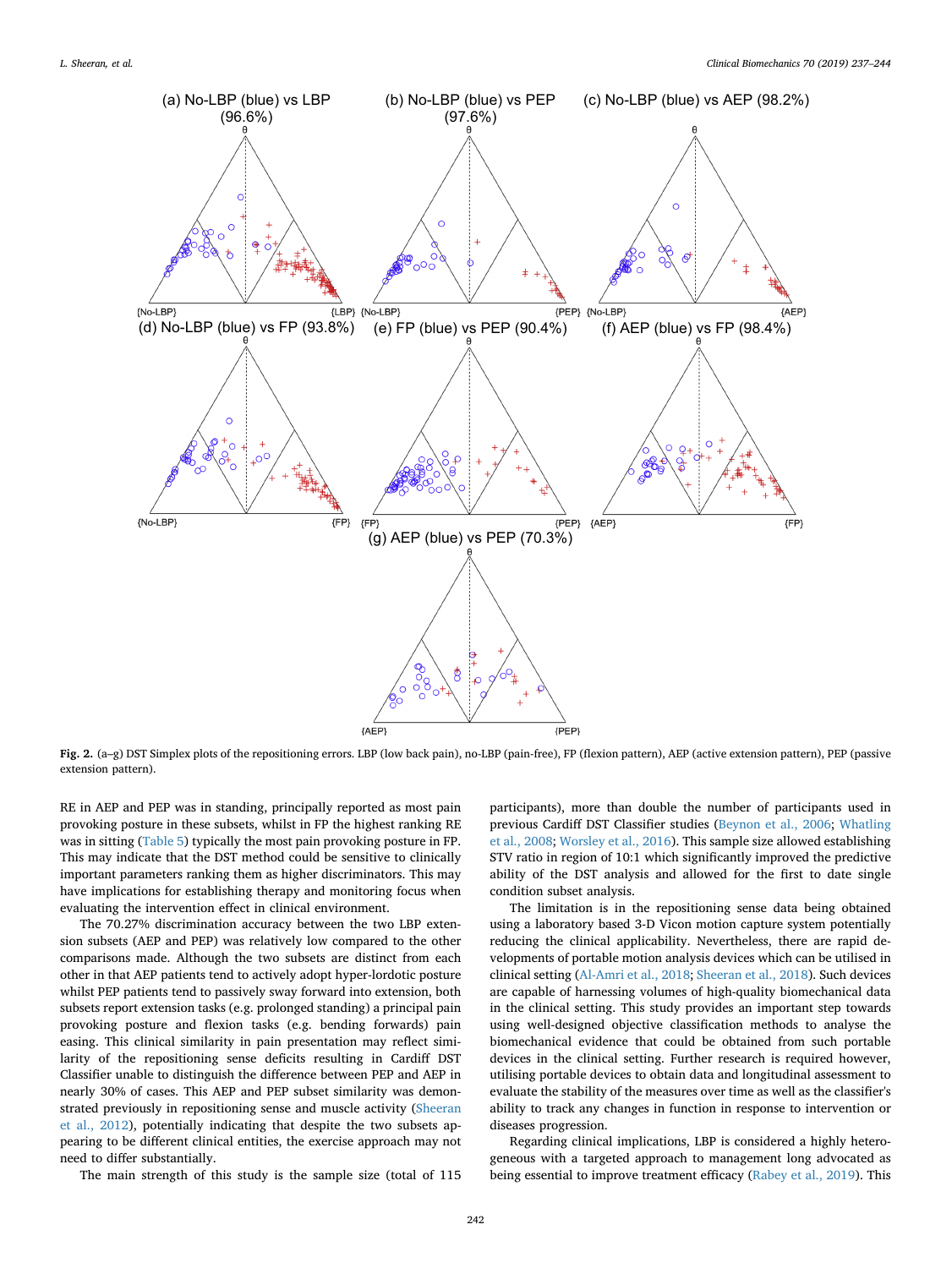Fig. 2. (a–g) DST Simplex plots of the repositioning errors. LBP (low back pain), no-LBP (pain-free), FP (flexion pattern), AEP (active extension pattern), PEP (passive extension pattern).

RE in AEP and PEP was in standing, principally reported as most pain provoking posture in these subsets, whilst in FP the highest ranking RE was in sitting (Table 5) typically the most pain provoking posture in FP. This may indicate that the DST method could be sensitive to clinically important parameters ranking them as higher discriminators. This may have implications for establishing therapy and monitoring focus when evaluating the intervention effect in clinical environment.

The 70.27% discrimination accuracy between the two LBP extension subsets (AEP and PEP) was relatively low compared to the other comparisons made. Although the two subsets are distinct from each other in that AEP patients tend to actively adopt hyper-lordotic posture whilst PEP patients tend to passively sway forward into extension, both subsets report extension tasks (e.g. prolonged standing) a principal pain provoking posture and flexion tasks (e.g. bending forwards) pain easing. This clinical similarity in pain presentation may reflect similarity of the repositioning sense deficits resulting in Cardiff DST Classifier unable to distinguish the difference between PEP and AEP in nearly 30% of cases. This AEP and PEP subset similarity was demonstrated previously in repositioning sense and muscle activity (Sheeran et al., 2012), potentially indicating that despite the two subsets appearing to be different clinical entities, the exercise approach may not need to differ substantially.

The main strength of this study is the sample size (total of 115 participants), more than double the number of participants used in previous Cardiff DST Classifier studies (Beynon et al., 2006; Whatling et al., 2008; Worsley et al., 2016). This sample size allowed establishing STV ratio in region of 10:1 which significantly improved the predictive ability of the DST analysis and allowed for the first to date single condition subset analysis.

The limitation is in the repositioning sense data being obtained using a laboratory based 3-D Vicon motion capture system potentially reducing the clinical applicability. Nevertheless, there are rapid developments of portable motion analysis devices which can be utilised in clinical setting (Al-Amri et al., 2018; Sheeran et al., 2018). Such devices are capable of harnessing volumes of high-quality biomechanical data in the clinical setting. This study provides an important step towards using well-designed objective classification methods to analyse the biomechanical evidence that could be obtained from such portable devices in the clinical setting. Further research is required however, utilising portable devices to obtain data and longitudinal assessment to evaluate the stability of the measures over time as well as the classifier's ability to track any changes in function in response to intervention or diseases progression.

Regarding clinical implications, LBP is considered a highly heterogeneous with a targeted approach to management long advocated as being essential to improve treatment efficacy (Rabey et al., 2019). This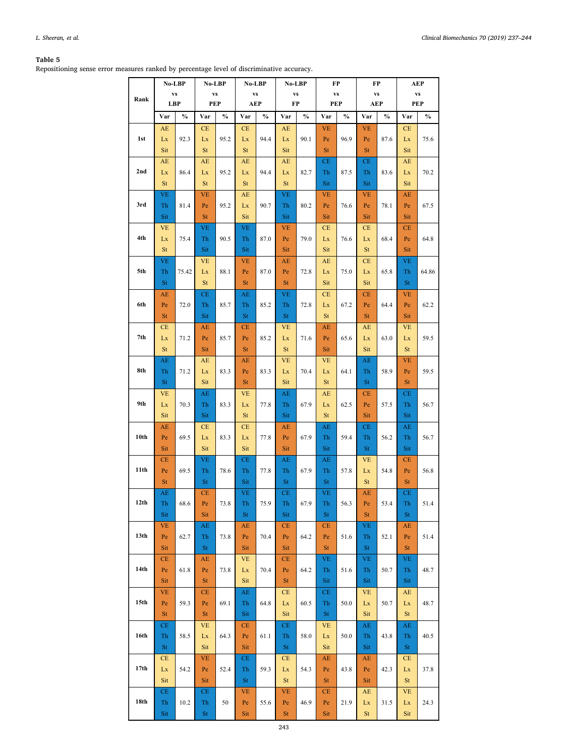**Table 5**

Repositioning sense error measures ranked by percentage level of discriminative accuracy.

| Rank | No-LBP vs LBP | | No-LBP vs PEP | | No-LBP vs AEP | | No-LBP vs FP | | FP vs PEP | | FP vs AEP | | AEP vs PEP | |
|---|---|---|---|---|---|---|---|---|---|---|---|---|---|---|
| | Var | % | Var | % | Var | % | Var | % | Var | % | Var | % | Var | % |
| 1st | AE Lx Sit | 92.3 | CE Lx St | 95.2 | CE Lx St | 94.4 | AE Lx Sit | 90.1 | VE Pe St | 96.9 | VE Pe St | 87.6 | CE Lx Sit | 75.6 |
| 2nd | AE Lx St | 86.4 | AE Lx St | 95.2 | AE Lx St | 94.4 | AE Lx St | 82.7 | CE Th Sit | 87.5 | CE Th Sit | 83.6 | AE Lx Sit | 70.2 |
| 3rd | VE Th Sit | 81.4 | VE Pe St | 95.2 | AE Lx Sit | 90.7 | VE Th Sit | 80.2 | VE Pe Sit | 76.6 | VE Pe Sit | 78.1 | AE Pe Sit | 67.5 |
| 4th | VE Lx St | 75.4 | VE Th Sit | 90.5 | VE Th Sit | 87.0 | VE Pe Sit | 79.0 | CE Lx Sit | 76.6 | CE Lx St | 68.4 | CE Pe Sit | 64.8 |
| 5th | VE Th St | 75.42 | VE Lx St | 88.1 | VE Pe St | 87.0 | AE Pe St | 72.8 | AE Lx Sit | 75.0 | CE Lx Sit | 65.8 | VE Th St | 64.86 |
| 6th | AE Pe St | 72.0 | CE Th Sit | 85.7 | AE Th St | 85.2 | VE Th St | 72.8 | CE Lx St | 67.2 | CE Pe St | 64.4 | VE Pe Sit | 62.2 |
| 7th | CE Lx St | 71.2 | AE Pe Sit | 85.7 | CE Pe St | 85.2 | VE Lx St | 71.6 | AE Pe Sit | 65.6 | AE Lx Sit | 63.0 | VE Lx St | 59.5 |
| 8th | AE Th St | 71.2 | AE Lx Sit | 83.3 | AE Pe St | 83.3 | VE Lx Sit | 70.4 | VE Lx St | 64.1 | AE Th St | 58.9 | VE Pe St | 59.5 |
| 9th | VE Lx Sit | 70.3 | AE Th Sit | 83.3 | VE Lx St | 77.8 | AE Th Sit | 67.9 | AE Lx St | 62.5 | CE Pe Sit | 57.5 | CE Th Sit | 56.7 |
| 10th | AE Pe Sit | 69.5 | CE Lx Sit | 83.3 | CE Lx Sit | 77.8 | AE Pe Sit | 67.9 | AE Th Sit | 59.4 | CE Th St | 56.2 | AE Th Sit | 56.7 |
| 11th | CE Pe St | 69.5 | VE Th St | 78.6 | CE Th Sit | 77.8 | AE Th St | 67.9 | AE Th St | 57.8 | VE Lx St | 54.8 | CE Pe St | 56.8 |
| 12th | AE Th Sit | 68.6 | CE Pe Sit | 73.8 | VE Th St | 75.9 | CE Th Sit | 67.9 | VE Th St | 56.3 | AE Pe St | 53.4 | CE Th St | 51.4 |
| 13th | VE Pe Sit | 62.7 | AE Th St | 73.8 | AE Pe Sit | 70.4 | CE Pe Sit | 64.2 | CE Pe St | 51.6 | VE Th St | 52.1 | AE Pe St | 51.4 |
| 14th | CE Pe Sit | 61.8 | AE Pe St | 73.8 | VE Lx Sit | 70.4 | CE Pe St | 64.2 | VE Th Sit | 51.6 | VE Th Sit | 50.7 | VE Th Sit | 48.7 |
| 15th | VE Pe St | 59.3 | CE Pe St | 69.1 | AE Th Sit | 64.8 | CE Lx Sit | 60.5 | CE Th St | 50.0 | VE Lx Sit | 50.7 | AE Lx St | 48.7 |
| 16th | CE Th St | 58.5 | VE Lx Sit | 64.3 | CE Pe Sit | 61.1 | CE Th St | 58.0 | VE Lx Sit | 50.0 | AE Th Sit | 43.8 | AE Th St | 40.5 |
| 17th | CE Lx Sit | 54.2 | VE Pe Sit | 52.4 | CE Th St | 59.3 | CE Lx St | 54.3 | AE Pe St | 43.8 | AE Pe Sit | 42.3 | CE Lx St | 37.8 |
| 18th | CE Th Sit | 10.2 | CE Th St | 50 | VE Pe Sit | 55.6 | VE Pe St | 46.9 | CE Pe Sit | 21.9 | AE Lx St | 31.5 | VE Lx Sit | 24.3 |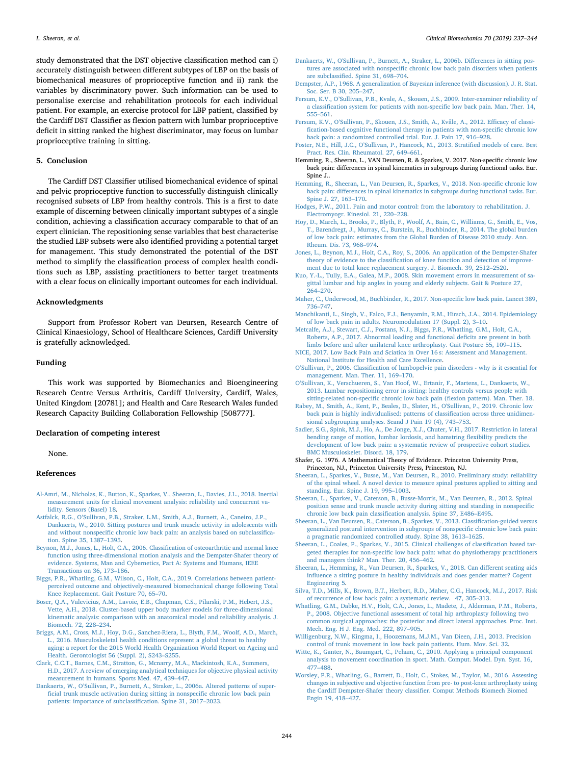study demonstrated that the DST objective classification method can i) accurately distinguish between different subtypes of LBP on the basis of biomechanical measures of proprioceptive function and ii) rank the variables by discriminatory power. Such information can be used to personalise exercise and rehabilitation protocols for each individual patient. For example, an exercise protocol for LBP patient, classified by the Cardiff DST Classifier as flexion pattern with lumbar proprioceptive deficit in sitting ranked the highest discriminator, may focus on lumbar proprioceptive training in sitting.

## 5. Conclusion

The Cardiff DST Classifier utilised biomechanical evidence of spinal and pelvic proprioceptive function to successfully distinguish clinically recognised subsets of LBP from healthy controls. This is a first to date example of discerning between clinically important subtypes of a single condition, achieving a classification accuracy comparable to that of an expert clinician. The repositioning sense variables that best characterise the studied LBP subsets were also identified providing a potential target for management. This study demonstrated the potential of the DST method to simplify the classification process of complex health conditions such as LBP, assisting practitioners to better target treatments with a clear focus on clinically important outcomes for each individual.

## Acknowledgments

Support from Professor Robert van Deursen, Research Centre of Clinical Kinaesiology, School of Healthcare Sciences, Cardiff University is gratefully acknowledged.

## Funding

This work was supported by Biomechanics and Bioengineering Research Centre Versus Arthritis, Cardiff University, Cardiff, Wales, United Kingdom [20781]; and Health and Care Research Wales funded Research Capacity Building Collaboration Fellowship [508777].

## Declaration of competing interest

None.

## References

Al-Amri, M., Nicholas, K., Button, K., Sparkes, V., Sheeran, L., Davies, J.L., 2018. Inertial measurement units for clinical movement analysis: reliability and concurrent validity. Sensors (Basel) 18.

Astfalck, R.G., O'Sullivan, P.B., Straker, L.M., Smith, A.J., Burnett, A., Caneiro, J.P., Dankaerts, W., 2010. Sitting postures and trunk muscle activity in adolescents with and without nonspecific chronic low back pain: an analysis based on subclassification. Spine 35, 1387–1395.

Beynon, M.J., Jones, L., Holt, C.A., 2006. Classification of osteoarthritic and normal knee function using three-dimensional motion analysis and the Dempster-Shafer theory of evidence. Systems, Man and Cybernetics, Part A: Systems and Humans, IEEE Transactions on 36, 173–186.

Biggs, P.R., Whatling, G.M., Wilson, C., Holt, C.A., 2019. Correlations between patient-perceived outcome and objectively-measured biomechanical change following Total Knee Replacement. Gait Posture 70, 65–70.

Boser, Q.A., Valevicius, A.M., Lavoie, E.B., Chapman, C.S., Pilarski, P.M., Hebert, J.S., Vette, A.H., 2018. Cluster-based upper body marker models for three-dimensional kinematic analysis: comparison with an anatomical model and reliability analysis. J. Biomech. 72, 228–234.

Briggs, A.M., Cross, M.J., Hoy, D.G., Sanchez-Riera, L., Blyth, F.M., Woolf, A.D., March, L., 2016. Musculoskeletal health conditions represent a global threat to healthy aging: a report for the 2015 World Health Organization World Report on Ageing and Health. Gerontologist 56 (Suppl. 2), S243–S255.

Clark, C.C.T., Barnes, C.M., Stratton, G., Mcnarry, M.A., Mackintosh, K.A., Summers, H.D., 2017. A review of emerging analytical techniques for objective physical activity measurement in humans. Sports Med. 47, 439–447.

Dankaerts, W., O'Sullivan, P., Burnett, A., Straker, L., 2006a. Altered patterns of superficial trunk muscle activation during sitting in nonspecific chronic low back pain patients: importance of subclassification. Spine 31, 2017–2023.

Dankaerts, W., O'Sullivan, P., Burnett, A., Straker, L., 2006b. Differences in sitting postures are associated with nonspecific chronic low back pain disorders when patients are subclassified. Spine 31, 698–704.

Dempster, A.P., 1968. A generalization of Bayesian inference (with discussion). J. R. Stat. Soc. Ser. B 30, 205–247.

Fersum, K.V., O'Sullivan, P.B., Kvale, A., Skouen, J.S., 2009. Inter-examiner reliability of a classification system for patients with non-specific low back pain. Man. Ther. 14, 555–561.

Fersum, K.V., O'Sullivan, P., Skouen, J.S., Smith, A., Kvåle, A., 2012. Efficacy of classification-based cognitive functional therapy in patients with non-specific chronic low back pain: a randomized controlled trial. Eur. J. Pain 17, 916–928.

Foster, N.E., Hill, J.C., O'Sullivan, P., Hancock, M., 2013. Stratified models of care. Best Pract. Res. Clin. Rheumatol. 27, 649–661.

Hemming, R., Sheeran, L., VAN Deursen, R. & Sparkes, V. 2017. Non-specific chronic low back pain: differences in spinal kinematics in subgroups during functional tasks. Eur. Spine J..

Hemming, R., Sheeran, L., Van Deursen, R., Sparkes, V., 2018. Non-specific chronic low back pain: differences in spinal kinematics in subgroups during functional tasks. Eur. Spine J. 27, 163–170.

Hodges, P.W., 2011. Pain and motor control: from the laboratory to rehabilitation. J. Electromyogr. Kinesiol. 21, 220–228.

Hoy, D., March, L., Brooks, P., Blyth, F., Woolf, A., Bain, C., Williams, G., Smith, E., Vos, T., Barendregt, J., Murray, C., Burstein, R., Buchbinder, R., 2014. The global burden of low back pain: estimates from the Global Burden of Disease 2010 study. Ann. Rheum. Dis. 73, 968–974.

Jones, L., Beynon, M.J., Holt, C.A., Roy, S., 2006. An application of the Dempster-Shafer theory of evidence to the classification of knee function and detection of improvement due to total knee replacement surgery. J. Biomech. 39, 2512–2520.

Kuo, Y.-L., Tully, E.A., Galea, M.P., 2008. Skin movement errors in measurement of sagittal lumbar and hip angles in young and elderly subjects. Gait & Posture 27, 264–270.

Maher, C., Underwood, M., Buchbinder, R., 2017. Non-specific low back pain. Lancet 389, 736–747.

Manchikanti, L., Singh, V., Falco, F.J., Benyamin, R.M., Hirsch, J.A., 2014. Epidemiology of low back pain in adults. Neuromodulation 17 (Suppl. 2), 3–10.

Metcalfe, A.J., Stewart, C.J., Postans, N.J., Biggs, P.R., Whatling, G.M., Holt, C.A., Roberts, A.P., 2017. Abnormal loading and functional deficits are present in both limbs before and after unilateral knee arthroplasty. Gait Posture 55, 109–115.

NICE, 2017. Low Back Pain and Sciatica in Over 16 s: Assessment and Management. National Institute for Health and Care Excellence.

O'Sullivan, P., 2006. Classification of lumbopelvic pain disorders - why is it essential for management. Man. Ther. 11, 169–170.

O'Sullivan, K., Verschueren, S., Van Hoof, W., Ertanir, F., Martens, L., Dankaerts, W., 2013. Lumbar repositioning error in sitting: healthy controls versus people with sitting-related non-specific chronic low back pain (flexion pattern). Man. Ther. 18.

Rabey, M., Smith, A., Kent, P., Beales, D., Slater, H., O'Sullivan, P., 2019. Chronic low back pain is highly individualised: patterns of classification across three unidimensional subgrouping analyses. Scand J Pain 19 (4), 743–753.

Sadler, S.G., Spink, M.J., Ho, A., De Jonge, X.J., Chuter, V.H., 2017. Restriction in lateral bending range of motion, lumbar lordosis, and hamstring flexibility predicts the development of low back pain: a systematic review of prospective cohort studies. BMC Musculoskelet. Disord. 18, 179.

Shafer, G. 1976. A Mathematical Theory of Evidence. Princeton University Press, Princeton, NJ., Princeton University Press, Princeton, NJ.

Sheeran, L., Sparkes, V., Busse, M., Van Deursen, R., 2010. Preliminary study: reliability of the spinal wheel. A novel device to measure spinal postures applied to sitting and standing. Eur. Spine J. 19, 995–1003.

Sheeran, L., Sparkes, V., Caterson, B., Busse-Morris, M., Van Deursen, R., 2012. Spinal position sense and trunk muscle activity during sitting and standing in nonspecific chronic low back pain classification analysis. Spine 37, E486–E495.

Sheeran, L., Van Deursen, R., Caterson, B., Sparkes, V., 2013. Classification-guided versus generalized postural intervention in subgroups of nonspecific chronic low back pain: a pragmatic randomized controlled study. Spine 38, 1613–1625.

Sheeran, L., Coales, P., Sparkes, V., 2015. Clinical challenges of classification based targeted therapies for non-specific low back pain: what do physiotherapy practitioners and managers think? Man. Ther. 20, 456–462.

Sheeran, L., Hemming, R., Van Deursen, R., Sparkes, V., 2018. Can different seating aids influence a sitting posture in healthy individuals and does gender matter? Cogent Engineering 5.

Silva, T.D., Mills, K., Brown, B.T., Herbert, R.D., Maher, C.G., Hancock, M.J., 2017. Risk of recurrence of low back pain: a systematic review. 47, 305–313.

Whatling, G.M., Dabke, H.V., Holt, C.A., Jones, L., Madete, J., Alderman, P.M., Roberts, P., 2008. Objective functional assessment of total hip arthroplasty following two common surgical approaches: the posterior and direct lateral approaches. Proc. Inst. Mech. Eng. H J. Eng. Med. 222, 897–905.

Willigenburg, N.W., Kingma, I., Hoozemans, M.J.M., Van Dieen, J.H., 2013. Precision control of trunk movement in low back pain patients. Hum. Mov. Sci. 32.

Witte, K., Ganter, N., Baumgart, C., Peham, C., 2010. Applying a principal component analysis to movement coordination in sport. Math. Comput. Model. Dyn. Syst. 16, 477–488.

Worsley, P.R., Whatling, G., Barrett, D., Holt, C., Stokes, M., Taylor, M., 2016. Assessing changes in subjective and objective function from pre- to post-knee arthroplasty using the Cardiff Dempster-Shafer theory classifier. Comput Methods Biomech Biomed Engin 19, 418–427.